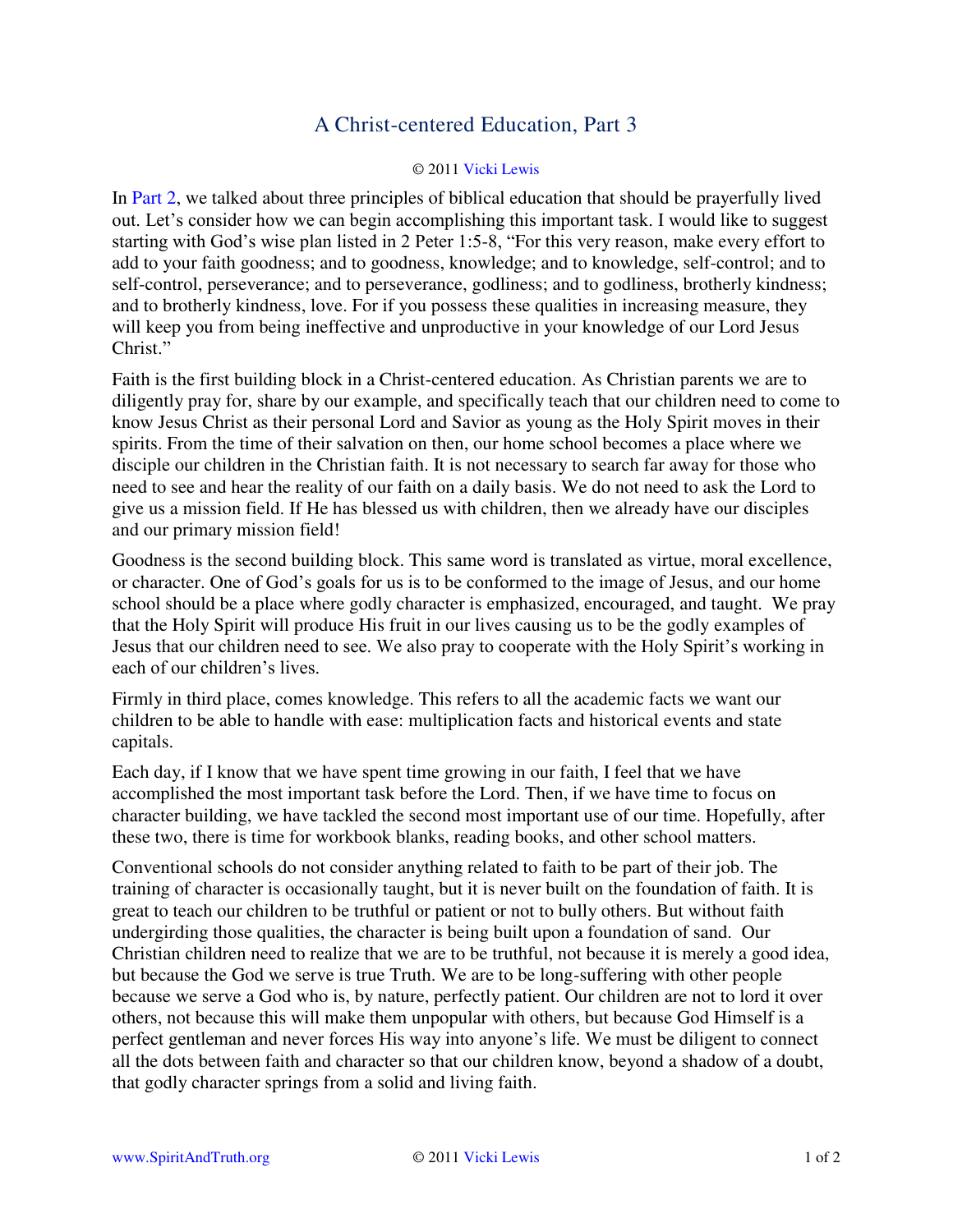# A Christ-centered Education, Part 3

© 2011 Vicki Lewis

In Part 2, we talked about three principles of biblical education that should be prayerfully lived out. Let's consider how we can begin accomplishing this important task. I would like to suggest starting with God's wise plan listed in 2 Peter 1:5-8, "For this very reason, make every effort to add to your faith goodness; and to goodness, knowledge; and to knowledge, self-control; and to self-control, perseverance; and to perseverance, godliness; and to godliness, brotherly kindness; and to brotherly kindness, love. For if you possess these qualities in increasing measure, they will keep you from being ineffective and unproductive in your knowledge of our Lord Jesus Christ."

Faith is the first building block in a Christ-centered education. As Christian parents we are to diligently pray for, share by our example, and specifically teach that our children need to come to know Jesus Christ as their personal Lord and Savior as young as the Holy Spirit moves in their spirits. From the time of their salvation on then, our home school becomes a place where we disciple our children in the Christian faith. It is not necessary to search far away for those who need to see and hear the reality of our faith on a daily basis. We do not need to ask the Lord to give us a mission field. If He has blessed us with children, then we already have our disciples and our primary mission field!

Goodness is the second building block. This same word is translated as virtue, moral excellence, or character. One of God's goals for us is to be conformed to the image of Jesus, and our home school should be a place where godly character is emphasized, encouraged, and taught. We pray that the Holy Spirit will produce His fruit in our lives causing us to be the godly examples of Jesus that our children need to see. We also pray to cooperate with the Holy Spirit's working in each of our children's lives.

Firmly in third place, comes knowledge. This refers to all the academic facts we want our children to be able to handle with ease: multiplication facts and historical events and state capitals.

Each day, if I know that we have spent time growing in our faith, I feel that we have accomplished the most important task before the Lord. Then, if we have time to focus on character building, we have tackled the second most important use of our time. Hopefully, after these two, there is time for workbook blanks, reading books, and other school matters.

Conventional schools do not consider anything related to faith to be part of their job. The training of character is occasionally taught, but it is never built on the foundation of faith. It is great to teach our children to be truthful or patient or not to bully others. But without faith undergirding those qualities, the character is being built upon a foundation of sand. Our Christian children need to realize that we are to be truthful, not because it is merely a good idea, but because the God we serve is true Truth. We are to be long-suffering with other people because we serve a God who is, by nature, perfectly patient. Our children are not to lord it over others, not because this will make them unpopular with others, but because God Himself is a perfect gentleman and never forces His way into anyone's life. We must be diligent to connect all the dots between faith and character so that our children know, beyond a shadow of a doubt, that godly character springs from a solid and living faith.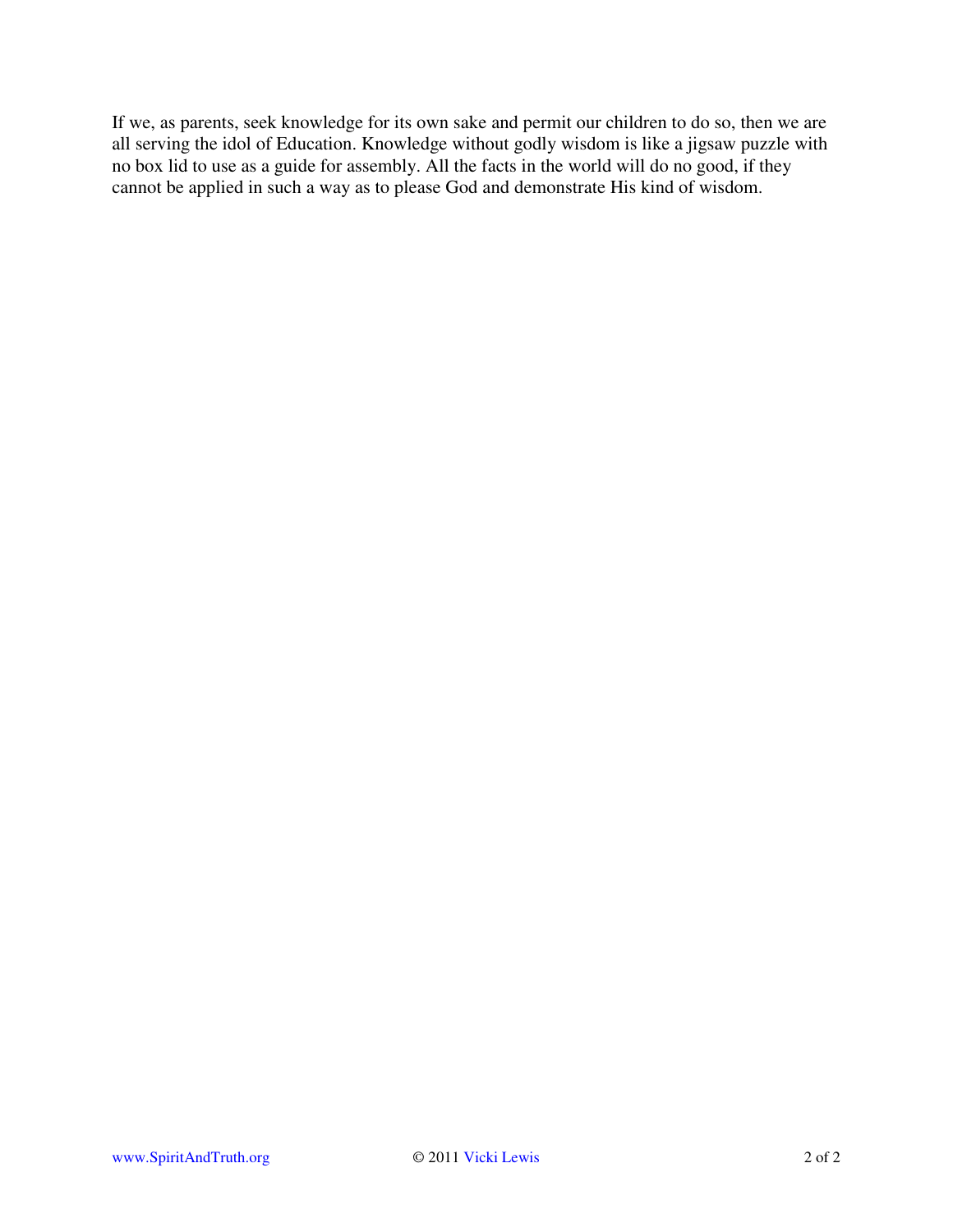If we, as parents, seek knowledge for its own sake and permit our children to do so, then we are all serving the idol of Education. Knowledge without godly wisdom is like a jigsaw puzzle with no box lid to use as a guide for assembly. All the facts in the world will do no good, if they cannot be applied in such a way as to please God and demonstrate His kind of wisdom.